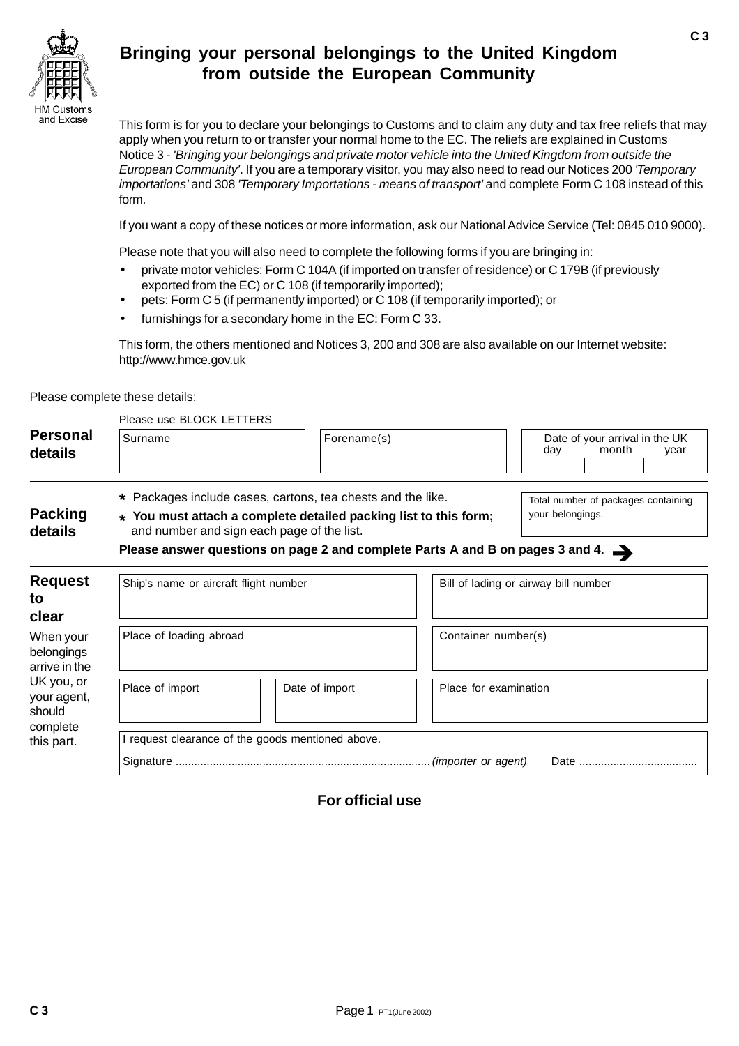HM Customs and Excise

# Bringing your personal belongings to the United Kingdom from outside the European Community

This form is for you to declare your belongings to Customs and to claim any duty and tax free reliefs that may apply when you return to or transfer your normal home to the EC. The reliefs are explained in Customs Notice 3 - *'Bringing your belongings and private motor vehicle into the United Kingdom from outside the European Community'*. If you are a temporary visitor, you may also need to read our Notices 200 *'Temporary importations'* and 308 *'Temporary Importations - means of transport'* and complete Form C 108 instead of this form.

If you want a copy of these notices or more information, ask our National Advice Service (Tel: 0845 010 9000).

Please note that you will also need to complete the following forms if you are bringing in:

- private motor vehicles: Form C 104A (if imported on transfer of residence) or C 179B (if previously exported from the EC) or C 108 (if temporarily imported);
- pets: Form C 5 (if permanently imported) or C 108 (if temporarily imported); or
- furnishings for a secondary home in the EC: Form C 33.

This form, the others mentioned and Notices 3, 200 and 308 are also available on our Internet website: http://www.hmce.gov.uk

Please complete these details:

## Personal details

Please use BLOCK LETTERS

| Surname | Forename(s) | Date of your arrival in the UK (day / month / year) |
|---|---|---|
| | | |

## Packing details

* Packages include cases, cartons, tea chests and the like.
* **You must attach a complete detailed packing list to this form;** and number and sign each page of the list.

Total number of packages containing your belongings.

**Please answer questions on page 2 and complete Parts A and B on pages 3 and 4.**

## Request to clear

When your belongings arrive in the UK you, or your agent, should complete this part.

| Ship's name or aircraft flight number | | Bill of lading or airway bill number |
|---|---|---|
| **Place of loading abroad** | | **Container number(s)** |
| **Place of import** | **Date of import** | **Place for examination** |

I request clearance of the goods mentioned above.

Signature .................................................................................. *(importer or agent)* Date ......................................

**For official use**

PT1(June 2002)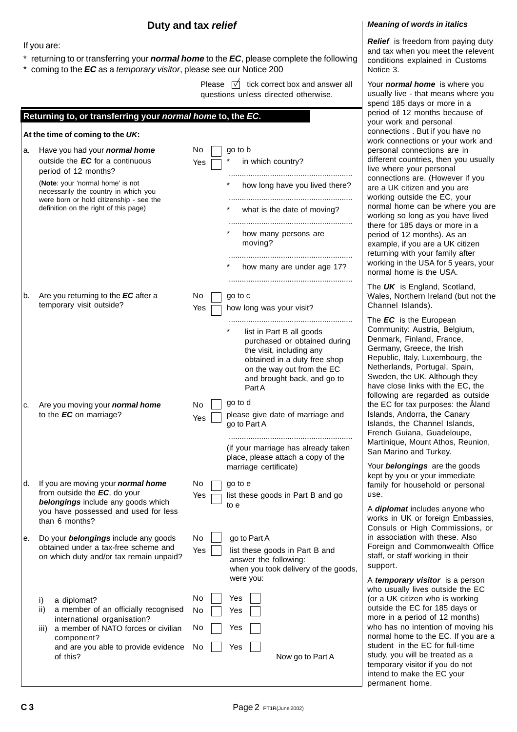# Duty and tax *relief*

If you are:

* returning to or transferring your ***normal home*** to the ***EC***, please complete the following
* coming to the ***EC*** as a *temporary visitor*, please see our Notice 200

Please ☑ tick correct box and answer all questions unless directed otherwise.

## Returning to, or transferring your *normal home* to, the *EC*.

**At the time of coming to the *UK*:**

a. Have you had your ***normal home*** outside the ***EC*** for a continuous period of 12 months?

(**Note**: your 'normal home' is not necessarily the country in which you were born or hold citizenship - see the definition on the right of this page)

No ☐ go to b
Yes ☐
* in which country? ........................................................
* how long have you lived there? ........................................................
* what is the date of moving? ........................................................
* how many persons are moving? ........................................................
* how many are under age 17? ........................................................

b. Are you returning to the ***EC*** after a temporary visit outside?

No ☐ go to c
Yes ☐ how long was your visit? ........................................................
* list in Part B all goods purchased or obtained during the visit, including any obtained in a duty free shop on the way out from the EC and brought back, and go to Part A

c. Are you moving your ***normal home*** to the ***EC*** on marriage?

No ☐ go to d
Yes ☐ please give date of marriage and go to Part A ........................................................
(if your marriage has already taken place, please attach a copy of the marriage certificate)

d. If you are moving your ***normal home*** from outside the ***EC***, do your ***belongings*** include any goods which you have possessed and used for less than 6 months?

No ☐ go to e
Yes ☐ list these goods in Part B and go to e

e. Do your ***belongings*** include any goods obtained under a tax-free scheme and on which duty and/or tax remain unpaid?

No ☐ go to Part A
Yes ☐ list these goods in Part B and answer the following: when you took delivery of the goods, were you:

i) a diplomat? No ☐ Yes ☐
ii) a member of an officially recognised international organisation? No ☐ Yes ☐
iii) a member of NATO forces or civilian component? No ☐ Yes ☐
and are you able to provide evidence of this? No ☐ Yes ☐

Now go to Part A

### *Meaning of words in italics*

***Relief*** is freedom from paying duty and tax when you meet the relevent conditions explained in Customs Notice 3.

Your ***normal home*** is where you usually live - that means where you spend 185 days or more in a period of 12 months because of your work and personal connections . But if you have no work connections or your work and personal connections are in different countries, then you usually live where your personal connections are. (However if you are a UK citizen and you are working outside the EC, your normal home can be where you are working so long as you have lived there for 185 days or more in a period of 12 months). As an example, if you are a UK citizen returning with your family after working in the USA for 5 years, your normal home is the USA.

The ***UK*** is England, Scotland, Wales, Northern Ireland (but not the Channel Islands).

The ***EC*** is the European Community: Austria, Belgium, Denmark, Finland, France, Germany, Greece, the Irish Republic, Italy, Luxembourg, the Netherlands, Portugal, Spain, Sweden, the UK. Although they have close links with the EC, the following are regarded as outside the EC for tax purposes: the Åland Islands, Andorra, the Canary Islands, the Channel Islands, French Guiana, Guadeloupe, Martinique, Mount Athos, Reunion, San Marino and Turkey.

Your ***belongings*** are the goods kept by you or your immediate family for household or personal use.

A ***diplomat*** includes anyone who works in UK or foreign Embassies, Consuls or High Commissions, or in association with these. Also Foreign and Commonwealth Office staff, or staff working in their support.

A ***temporary visitor*** is a person who usually lives outside the EC (or a UK citizen who is working outside the EC for 185 days or more in a period of 12 months) who has no intention of moving his normal home to the EC. If you are a student in the EC for full-time study, you will be treated as a temporary visitor if you do not intend to make the EC your permanent home.

C 3 PT1R(June 2002)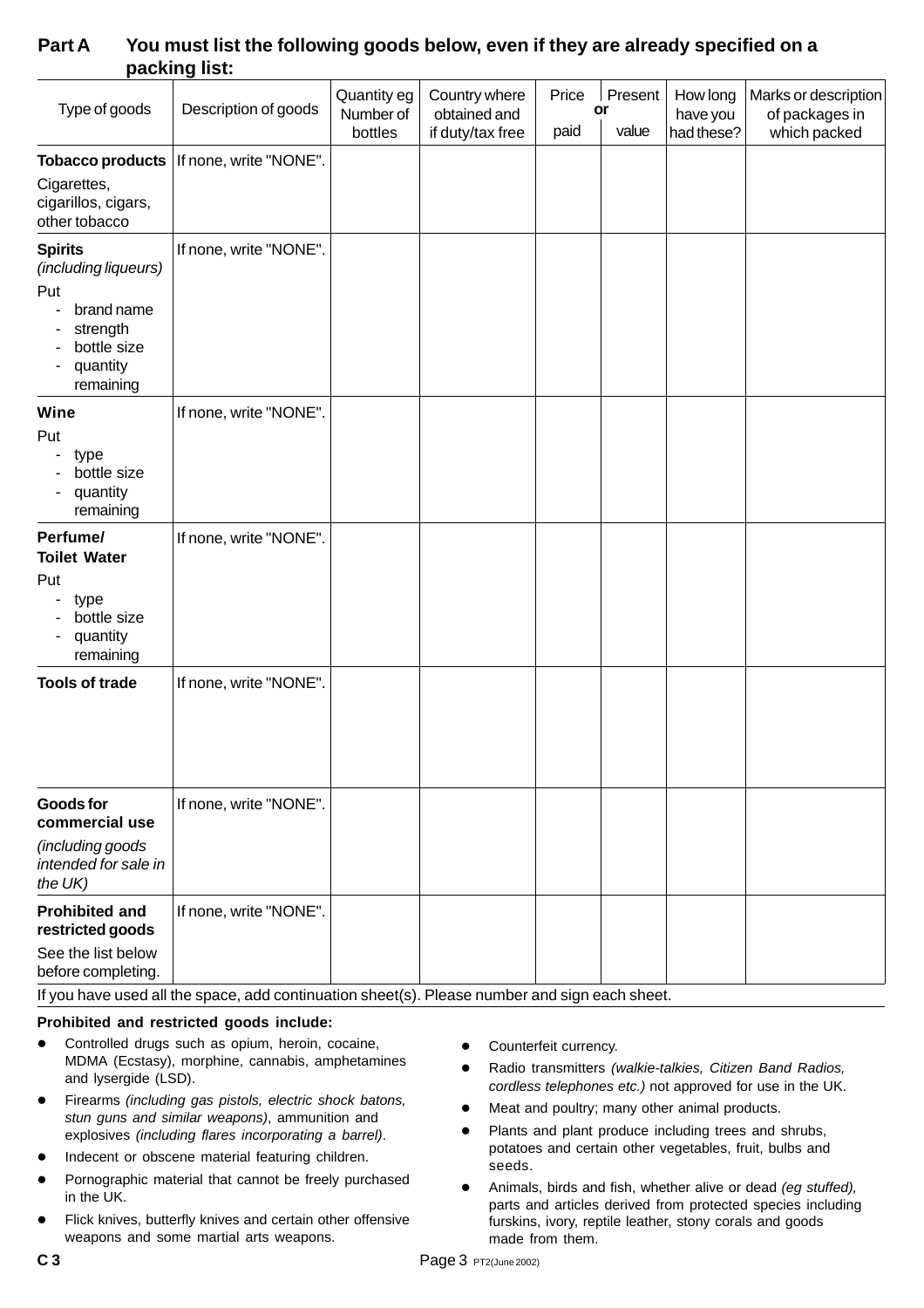## Part A You must list the following goods below, even if they are already specified on a packing list:

| Type of goods | Description of goods | Quantity eg Number of bottles | Country where obtained and if duty/tax free | Price paid **or** | Present value | How long have you had these? | Marks or description of packages in which packed |
|---|---|---|---|---|---|---|---|
| **Tobacco products** Cigarettes, cigarillos, cigars, other tobacco | If none, write "NONE". | | | | | | |
| **Spirits** *(including liqueurs)* Put - brand name - strength - bottle size - quantity remaining | If none, write "NONE". | | | | | | |
| **Wine** Put - type - bottle size - quantity remaining | If none, write "NONE". | | | | | | |
| **Perfume/ Toilet Water** Put - type - bottle size - quantity remaining | If none, write "NONE". | | | | | | |
| **Tools of trade** | If none, write "NONE". | | | | | | |
| **Goods for commercial use** *(including goods intended for sale in the UK)* | If none, write "NONE". | | | | | | |
| **Prohibited and restricted goods** See the list below before completing. | If none, write "NONE". | | | | | | |

If you have used all the space, add continuation sheet(s). Please number and sign each sheet.

**Prohibited and restricted goods include:**

- Controlled drugs such as opium, heroin, cocaine, MDMA (Ecstasy), morphine, cannabis, amphetamines and lysergide (LSD).
- Firearms *(including gas pistols, electric shock batons, stun guns and similar weapons)*, ammunition and explosives *(including flares incorporating a barrel)*.
- Indecent or obscene material featuring children.
- Pornographic material that cannot be freely purchased in the UK.
- Flick knives, butterfly knives and certain other offensive weapons and some martial arts weapons.
- Counterfeit currency.
- Radio transmitters *(walkie-talkies, Citizen Band Radios, cordless telephones etc.)* not approved for use in the UK.
- Meat and poultry; many other animal products.
- Plants and plant produce including trees and shrubs, potatoes and certain other vegetables, fruit, bulbs and seeds.
- Animals, birds and fish, whether alive or dead *(eg stuffed)*, parts and articles derived from protected species including furskins, ivory, reptile leather, stony corals and goods made from them.

C 3 PT2(June 2002)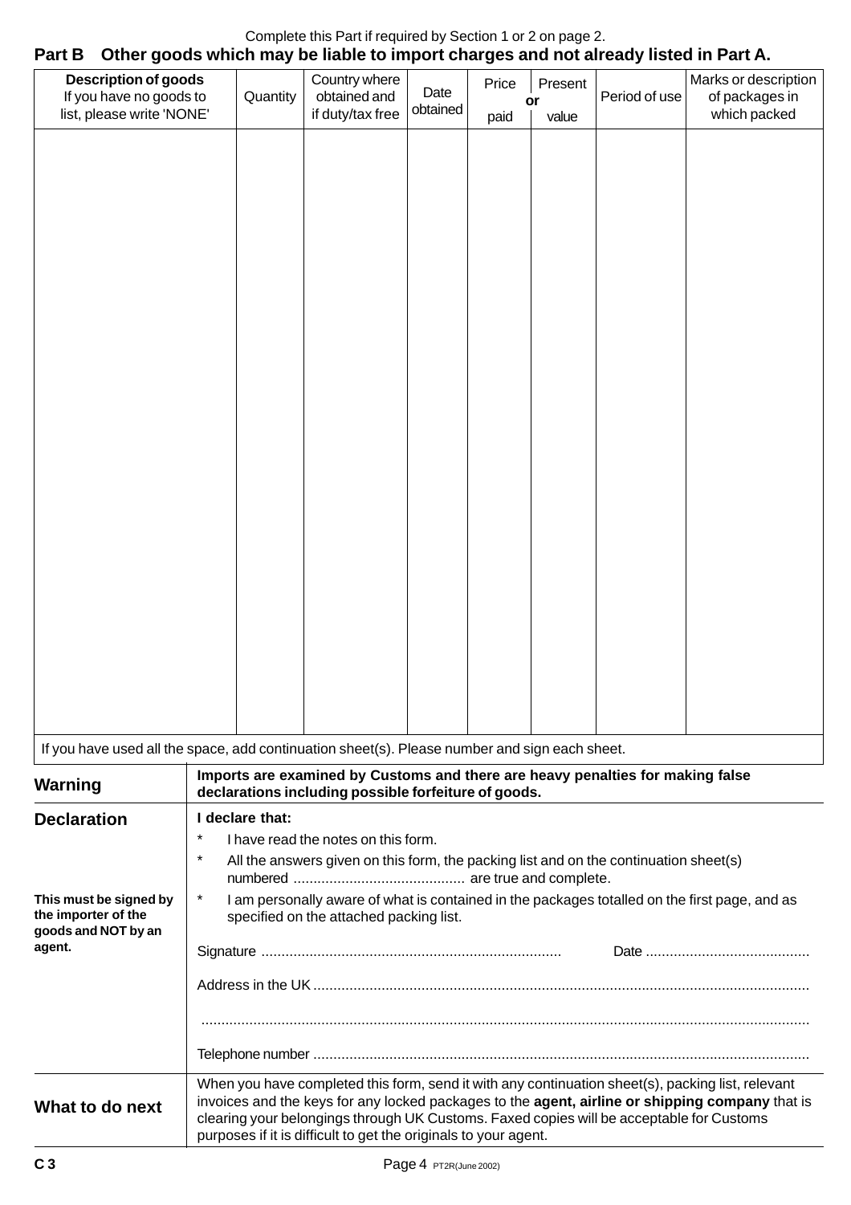Complete this Part if required by Section 1 or 2 on page 2.

## Part B Other goods which may be liable to import charges and not already listed in Part A.

| **Description of goods** If you have no goods to list, please write 'NONE' | Quantity | Country where obtained and if duty/tax free | Date obtained | Price paid **or** | Present value | Period of use | Marks or description of packages in which packed |
|---|---|---|---|---|---|---|---|
| | | | | | | | |

If you have used all the space, add continuation sheet(s). Please number and sign each sheet.

## Warning

**Imports are examined by Customs and there are heavy penalties for making false declarations including possible forfeiture of goods.**

## Declaration

**This must be signed by the importer of the goods and NOT by an agent.**

**I declare that:**

* I have read the notes on this form.
* All the answers given on this form, the packing list and on the continuation sheet(s) numbered .......................................... are true and complete.
* I am personally aware of what is contained in the packages totalled on the first page, and as specified on the attached packing list.

Signature .......................................................................... Date .........................................

Address in the UK ..........................................................................................................................

.....................................................................................................................................................

Telephone number ..........................................................................................................................

## What to do next

When you have completed this form, send it with any continuation sheet(s), packing list, relevant invoices and the keys for any locked packages to the **agent, airline or shipping company** that is clearing your belongings through UK Customs. Faxed copies will be acceptable for Customs purposes if it is difficult to get the originals to your agent.

C 3 PT2R(June 2002)